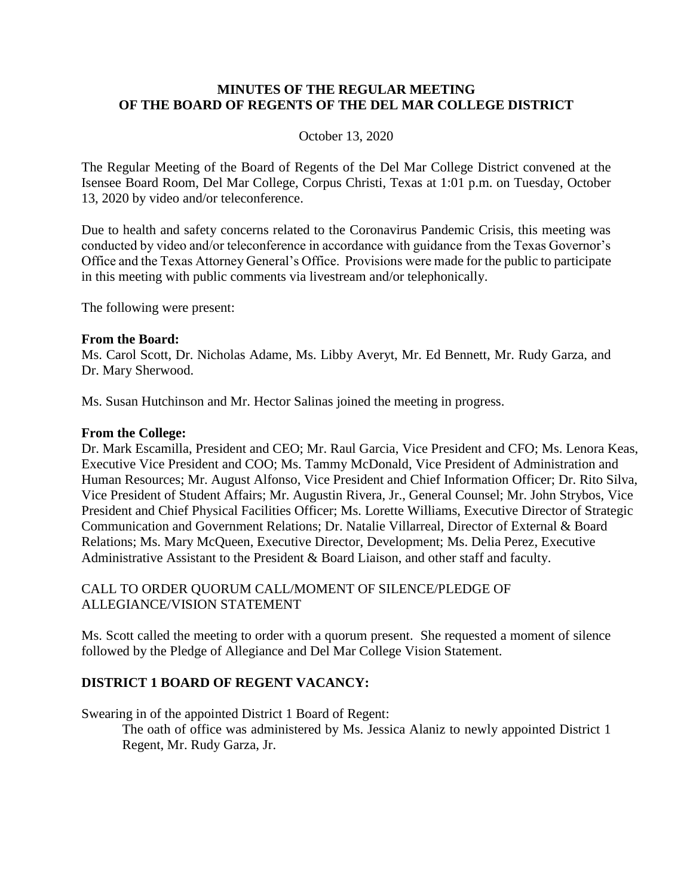**MINUTES OF THE REGULAR MEETING
OF THE BOARD OF REGENTS OF THE DEL MAR COLLEGE DISTRICT**

October 13, 2020

The Regular Meeting of the Board of Regents of the Del Mar College District convened at the Isensee Board Room, Del Mar College, Corpus Christi, Texas at 1:01 p.m. on Tuesday, October 13, 2020 by video and/or teleconference.

Due to health and safety concerns related to the Coronavirus Pandemic Crisis, this meeting was conducted by video and/or teleconference in accordance with guidance from the Texas Governor's Office and the Texas Attorney General's Office. Provisions were made for the public to participate in this meeting with public comments via livestream and/or telephonically.

The following were present:

**From the Board:**
Ms. Carol Scott, Dr. Nicholas Adame, Ms. Libby Averyt, Mr. Ed Bennett, Mr. Rudy Garza, and Dr. Mary Sherwood.

Ms. Susan Hutchinson and Mr. Hector Salinas joined the meeting in progress.

**From the College:**
Dr. Mark Escamilla, President and CEO; Mr. Raul Garcia, Vice President and CFO; Ms. Lenora Keas, Executive Vice President and COO; Ms. Tammy McDonald, Vice President of Administration and Human Resources; Mr. August Alfonso, Vice President and Chief Information Officer; Dr. Rito Silva, Vice President of Student Affairs; Mr. Augustin Rivera, Jr., General Counsel; Mr. John Strybos, Vice President and Chief Physical Facilities Officer; Ms. Lorette Williams, Executive Director of Strategic Communication and Government Relations; Dr. Natalie Villarreal, Director of External & Board Relations; Ms. Mary McQueen, Executive Director, Development; Ms. Delia Perez, Executive Administrative Assistant to the President & Board Liaison, and other staff and faculty.

CALL TO ORDER QUORUM CALL/MOMENT OF SILENCE/PLEDGE OF ALLEGIANCE/VISION STATEMENT

Ms. Scott called the meeting to order with a quorum present. She requested a moment of silence followed by the Pledge of Allegiance and Del Mar College Vision Statement.

**DISTRICT 1 BOARD OF REGENT VACANCY:**

Swearing in of the appointed District 1 Board of Regent:

The oath of office was administered by Ms. Jessica Alaniz to newly appointed District 1 Regent, Mr. Rudy Garza, Jr.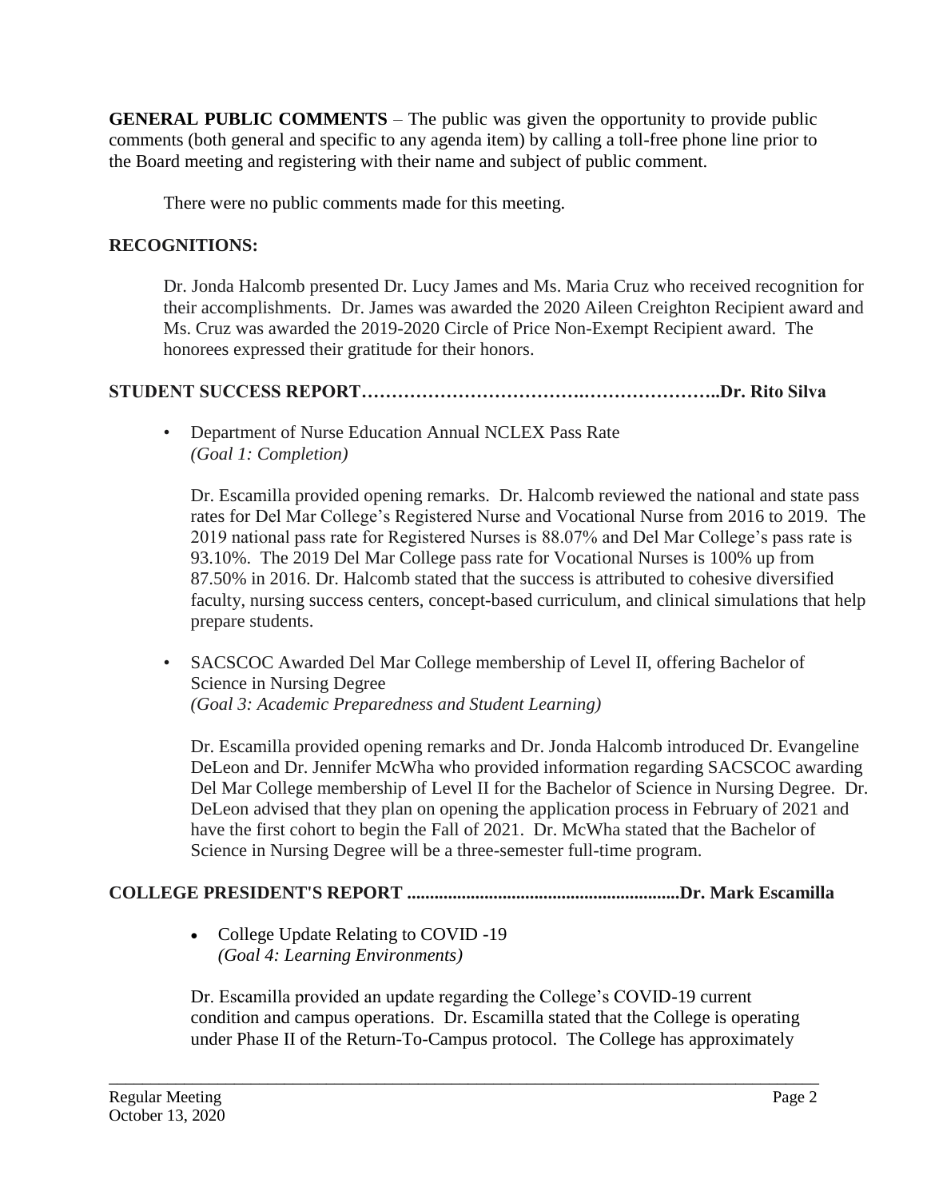**GENERAL PUBLIC COMMENTS** – The public was given the opportunity to provide public comments (both general and specific to any agenda item) by calling a toll-free phone line prior to the Board meeting and registering with their name and subject of public comment.

There were no public comments made for this meeting.

**RECOGNITIONS:**

Dr. Jonda Halcomb presented Dr. Lucy James and Ms. Maria Cruz who received recognition for their accomplishments. Dr. James was awarded the 2020 Aileen Creighton Recipient award and Ms. Cruz was awarded the 2019-2020 Circle of Price Non-Exempt Recipient award. The honorees expressed their gratitude for their honors.

**STUDENT SUCCESS REPORT…………………………….………………..Dr. Rito Silva**

- Department of Nurse Education Annual NCLEX Pass Rate
  *(Goal 1: Completion)*

  Dr. Escamilla provided opening remarks. Dr. Halcomb reviewed the national and state pass rates for Del Mar College's Registered Nurse and Vocational Nurse from 2016 to 2019. The 2019 national pass rate for Registered Nurses is 88.07% and Del Mar College's pass rate is 93.10%. The 2019 Del Mar College pass rate for Vocational Nurses is 100% up from 87.50% in 2016. Dr. Halcomb stated that the success is attributed to cohesive diversified faculty, nursing success centers, concept-based curriculum, and clinical simulations that help prepare students.

- SACSCOC Awarded Del Mar College membership of Level II, offering Bachelor of Science in Nursing Degree
  *(Goal 3: Academic Preparedness and Student Learning)*

  Dr. Escamilla provided opening remarks and Dr. Jonda Halcomb introduced Dr. Evangeline DeLeon and Dr. Jennifer McWha who provided information regarding SACSCOC awarding Del Mar College membership of Level II for the Bachelor of Science in Nursing Degree. Dr. DeLeon advised that they plan on opening the application process in February of 2021 and have the first cohort to begin the Fall of 2021. Dr. McWha stated that the Bachelor of Science in Nursing Degree will be a three-semester full-time program.

**COLLEGE PRESIDENT'S REPORT ...........................................................Dr. Mark Escamilla**

- College Update Relating to COVID -19
  *(Goal 4: Learning Environments)*

  Dr. Escamilla provided an update regarding the College's COVID-19 current condition and campus operations. Dr. Escamilla stated that the College is operating under Phase II of the Return-To-Campus protocol. The College has approximately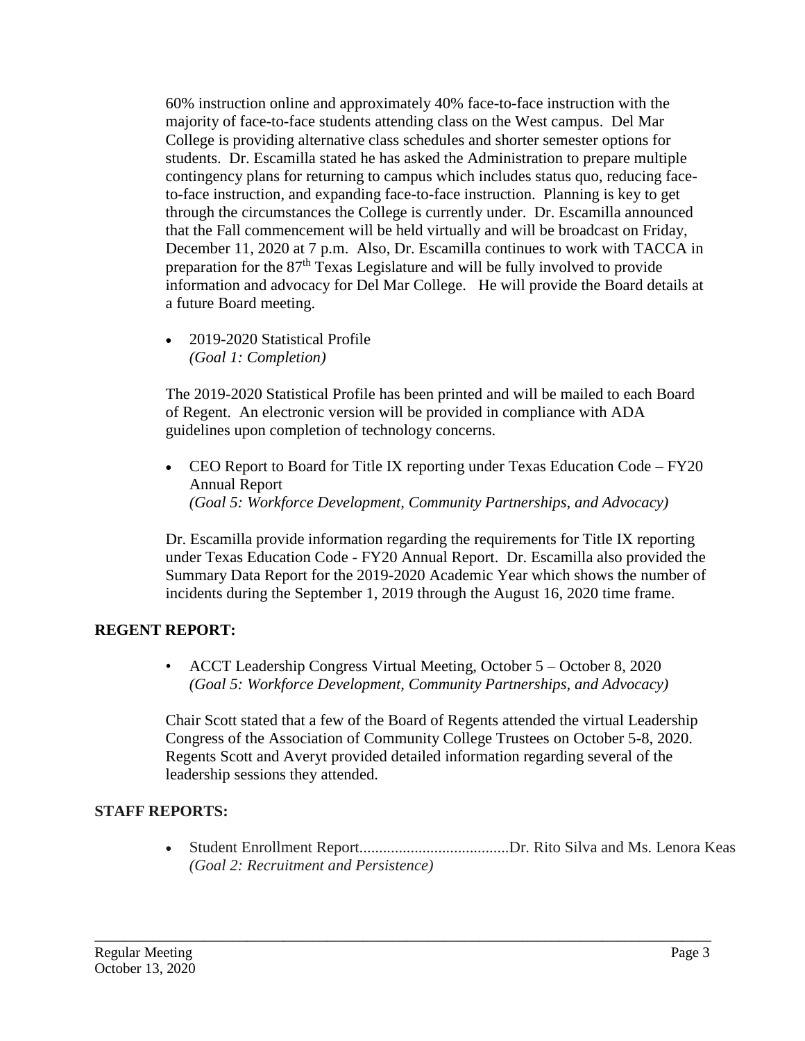60% instruction online and approximately 40% face-to-face instruction with the majority of face-to-face students attending class on the West campus. Del Mar College is providing alternative class schedules and shorter semester options for students. Dr. Escamilla stated he has asked the Administration to prepare multiple contingency plans for returning to campus which includes status quo, reducing face-to-face instruction, and expanding face-to-face instruction. Planning is key to get through the circumstances the College is currently under. Dr. Escamilla announced that the Fall commencement will be held virtually and will be broadcast on Friday, December 11, 2020 at 7 p.m. Also, Dr. Escamilla continues to work with TACCA in preparation for the 87th Texas Legislature and will be fully involved to provide information and advocacy for Del Mar College. He will provide the Board details at a future Board meeting.

- 2019-2020 Statistical Profile
  *(Goal 1: Completion)*

The 2019-2020 Statistical Profile has been printed and will be mailed to each Board of Regent. An electronic version will be provided in compliance with ADA guidelines upon completion of technology concerns.

- CEO Report to Board for Title IX reporting under Texas Education Code – FY20 Annual Report
  *(Goal 5: Workforce Development, Community Partnerships, and Advocacy)*

Dr. Escamilla provide information regarding the requirements for Title IX reporting under Texas Education Code - FY20 Annual Report. Dr. Escamilla also provided the Summary Data Report for the 2019-2020 Academic Year which shows the number of incidents during the September 1, 2019 through the August 16, 2020 time frame.

## REGENT REPORT:

- ACCT Leadership Congress Virtual Meeting, October 5 – October 8, 2020
  *(Goal 5: Workforce Development, Community Partnerships, and Advocacy)*

Chair Scott stated that a few of the Board of Regents attended the virtual Leadership Congress of the Association of Community College Trustees on October 5-8, 2020. Regents Scott and Averyt provided detailed information regarding several of the leadership sessions they attended.

## STAFF REPORTS:

- Student Enrollment Report......................................Dr. Rito Silva and Ms. Lenora Keas
  *(Goal 2: Recruitment and Persistence)*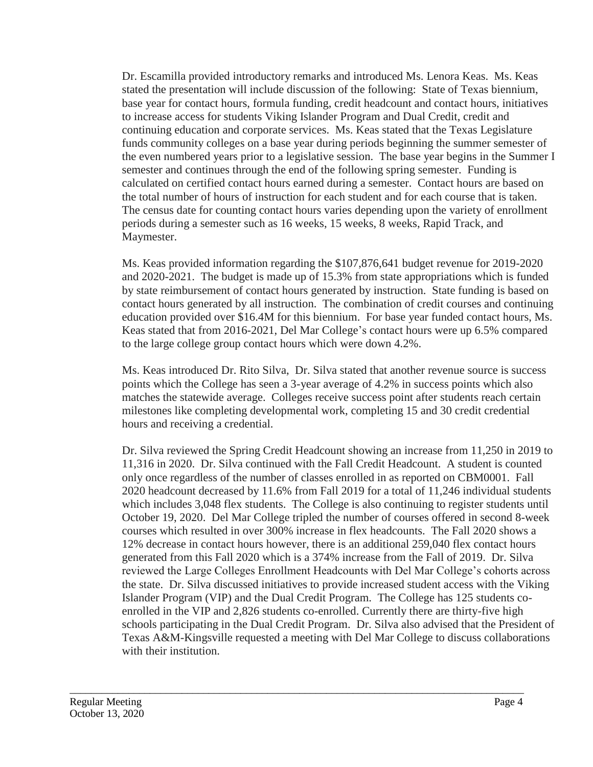Dr. Escamilla provided introductory remarks and introduced Ms. Lenora Keas. Ms. Keas stated the presentation will include discussion of the following: State of Texas biennium, base year for contact hours, formula funding, credit headcount and contact hours, initiatives to increase access for students Viking Islander Program and Dual Credit, credit and continuing education and corporate services. Ms. Keas stated that the Texas Legislature funds community colleges on a base year during periods beginning the summer semester of the even numbered years prior to a legislative session. The base year begins in the Summer I semester and continues through the end of the following spring semester. Funding is calculated on certified contact hours earned during a semester. Contact hours are based on the total number of hours of instruction for each student and for each course that is taken. The census date for counting contact hours varies depending upon the variety of enrollment periods during a semester such as 16 weeks, 15 weeks, 8 weeks, Rapid Track, and Maymester.

Ms. Keas provided information regarding the $107,876,641 budget revenue for 2019-2020 and 2020-2021. The budget is made up of 15.3% from state appropriations which is funded by state reimbursement of contact hours generated by instruction. State funding is based on contact hours generated by all instruction. The combination of credit courses and continuing education provided over $16.4M for this biennium. For base year funded contact hours, Ms. Keas stated that from 2016-2021, Del Mar College's contact hours were up 6.5% compared to the large college group contact hours which were down 4.2%.

Ms. Keas introduced Dr. Rito Silva, Dr. Silva stated that another revenue source is success points which the College has seen a 3-year average of 4.2% in success points which also matches the statewide average. Colleges receive success point after students reach certain milestones like completing developmental work, completing 15 and 30 credit credential hours and receiving a credential.

Dr. Silva reviewed the Spring Credit Headcount showing an increase from 11,250 in 2019 to 11,316 in 2020. Dr. Silva continued with the Fall Credit Headcount. A student is counted only once regardless of the number of classes enrolled in as reported on CBM0001. Fall 2020 headcount decreased by 11.6% from Fall 2019 for a total of 11,246 individual students which includes 3,048 flex students. The College is also continuing to register students until October 19, 2020. Del Mar College tripled the number of courses offered in second 8-week courses which resulted in over 300% increase in flex headcounts. The Fall 2020 shows a 12% decrease in contact hours however, there is an additional 259,040 flex contact hours generated from this Fall 2020 which is a 374% increase from the Fall of 2019. Dr. Silva reviewed the Large Colleges Enrollment Headcounts with Del Mar College's cohorts across the state. Dr. Silva discussed initiatives to provide increased student access with the Viking Islander Program (VIP) and the Dual Credit Program. The College has 125 students co-enrolled in the VIP and 2,826 students co-enrolled. Currently there are thirty-five high schools participating in the Dual Credit Program. Dr. Silva also advised that the President of Texas A&M-Kingsville requested a meeting with Del Mar College to discuss collaborations with their institution.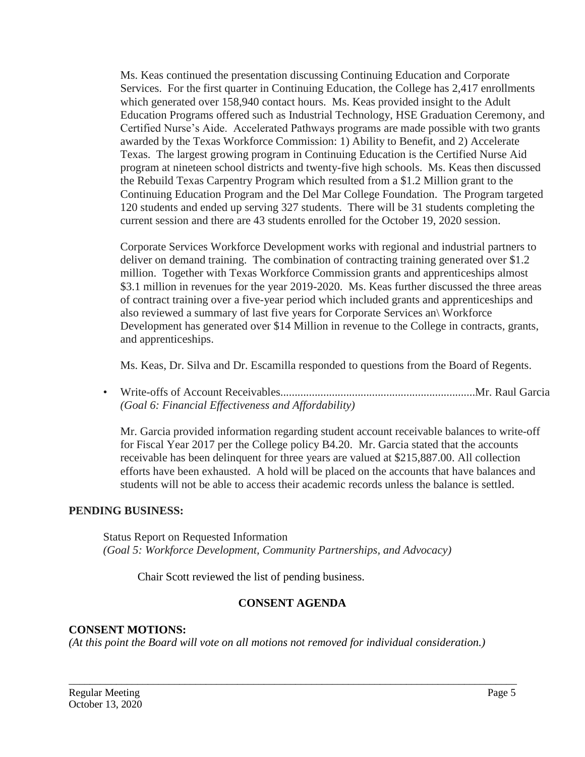Ms. Keas continued the presentation discussing Continuing Education and Corporate Services. For the first quarter in Continuing Education, the College has 2,417 enrollments which generated over 158,940 contact hours. Ms. Keas provided insight to the Adult Education Programs offered such as Industrial Technology, HSE Graduation Ceremony, and Certified Nurse's Aide. Accelerated Pathways programs are made possible with two grants awarded by the Texas Workforce Commission: 1) Ability to Benefit, and 2) Accelerate Texas. The largest growing program in Continuing Education is the Certified Nurse Aid program at nineteen school districts and twenty-five high schools. Ms. Keas then discussed the Rebuild Texas Carpentry Program which resulted from a $1.2 Million grant to the Continuing Education Program and the Del Mar College Foundation. The Program targeted 120 students and ended up serving 327 students. There will be 31 students completing the current session and there are 43 students enrolled for the October 19, 2020 session.

Corporate Services Workforce Development works with regional and industrial partners to deliver on demand training. The combination of contracting training generated over $1.2 million. Together with Texas Workforce Commission grants and apprenticeships almost $3.1 million in revenues for the year 2019-2020. Ms. Keas further discussed the three areas of contract training over a five-year period which included grants and apprenticeships and also reviewed a summary of last five years for Corporate Services an\ Workforce Development has generated over $14 Million in revenue to the College in contracts, grants, and apprenticeships.

Ms. Keas, Dr. Silva and Dr. Escamilla responded to questions from the Board of Regents.

- Write-offs of Account Receivables.....................................................................Mr. Raul Garcia
  *(Goal 6: Financial Effectiveness and Affordability)*

  Mr. Garcia provided information regarding student account receivable balances to write-off for Fiscal Year 2017 per the College policy B4.20. Mr. Garcia stated that the accounts receivable has been delinquent for three years are valued at $215,887.00. All collection efforts have been exhausted. A hold will be placed on the accounts that have balances and students will not be able to access their academic records unless the balance is settled.

**PENDING BUSINESS:**

Status Report on Requested Information
*(Goal 5: Workforce Development, Community Partnerships, and Advocacy)*

Chair Scott reviewed the list of pending business.

## CONSENT AGENDA

**CONSENT MOTIONS:**
*(At this point the Board will vote on all motions not removed for individual consideration.)*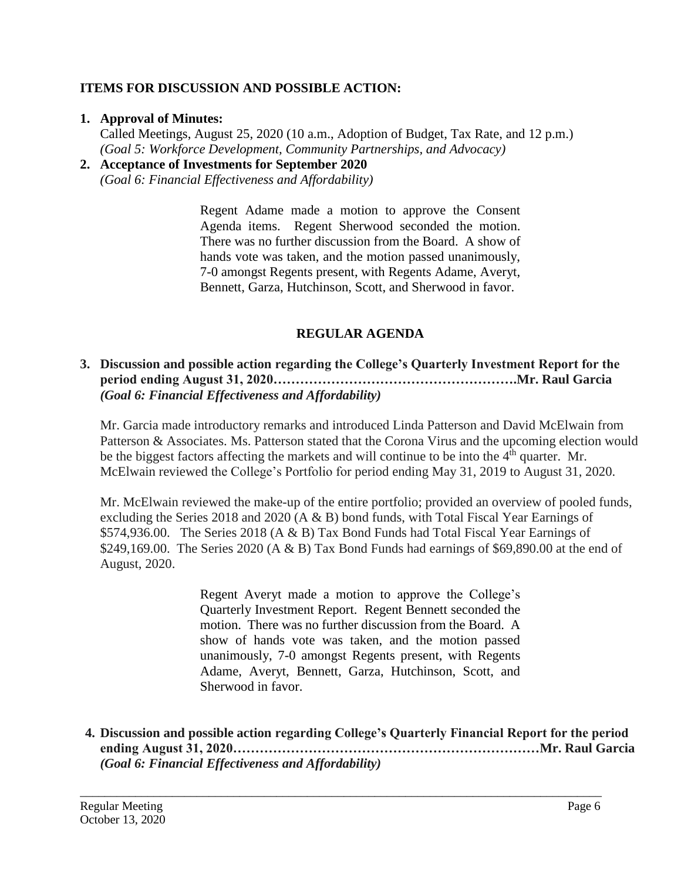**ITEMS FOR DISCUSSION AND POSSIBLE ACTION:**

1. **Approval of Minutes:**
   Called Meetings, August 25, 2020 (10 a.m., Adoption of Budget, Tax Rate, and 12 p.m.)
   *(Goal 5: Workforce Development, Community Partnerships, and Advocacy)*
2. **Acceptance of Investments for September 2020**
   *(Goal 6: Financial Effectiveness and Affordability)*

> Regent Adame made a motion to approve the Consent Agenda items. Regent Sherwood seconded the motion. There was no further discussion from the Board. A show of hands vote was taken, and the motion passed unanimously, 7-0 amongst Regents present, with Regents Adame, Averyt, Bennett, Garza, Hutchinson, Scott, and Sherwood in favor.

## REGULAR AGENDA

3. **Discussion and possible action regarding the College's Quarterly Investment Report for the period ending August 31, 2020……………………………………………….Mr. Raul Garcia**
   ***(Goal 6: Financial Effectiveness and Affordability)***

Mr. Garcia made introductory remarks and introduced Linda Patterson and David McElwain from Patterson & Associates. Ms. Patterson stated that the Corona Virus and the upcoming election would be the biggest factors affecting the markets and will continue to be into the 4th quarter. Mr. McElwain reviewed the College's Portfolio for period ending May 31, 2019 to August 31, 2020.

Mr. McElwain reviewed the make-up of the entire portfolio; provided an overview of pooled funds, excluding the Series 2018 and 2020 (A & B) bond funds, with Total Fiscal Year Earnings of $574,936.00. The Series 2018 (A & B) Tax Bond Funds had Total Fiscal Year Earnings of $249,169.00. The Series 2020 (A & B) Tax Bond Funds had earnings of $69,890.00 at the end of August, 2020.

> Regent Averyt made a motion to approve the College's Quarterly Investment Report. Regent Bennett seconded the motion. There was no further discussion from the Board. A show of hands vote was taken, and the motion passed unanimously, 7-0 amongst Regents present, with Regents Adame, Averyt, Bennett, Garza, Hutchinson, Scott, and Sherwood in favor.

4. **Discussion and possible action regarding College's Quarterly Financial Report for the period ending August 31, 2020…………………………………………………………Mr. Raul Garcia**
   ***(Goal 6: Financial Effectiveness and Affordability)***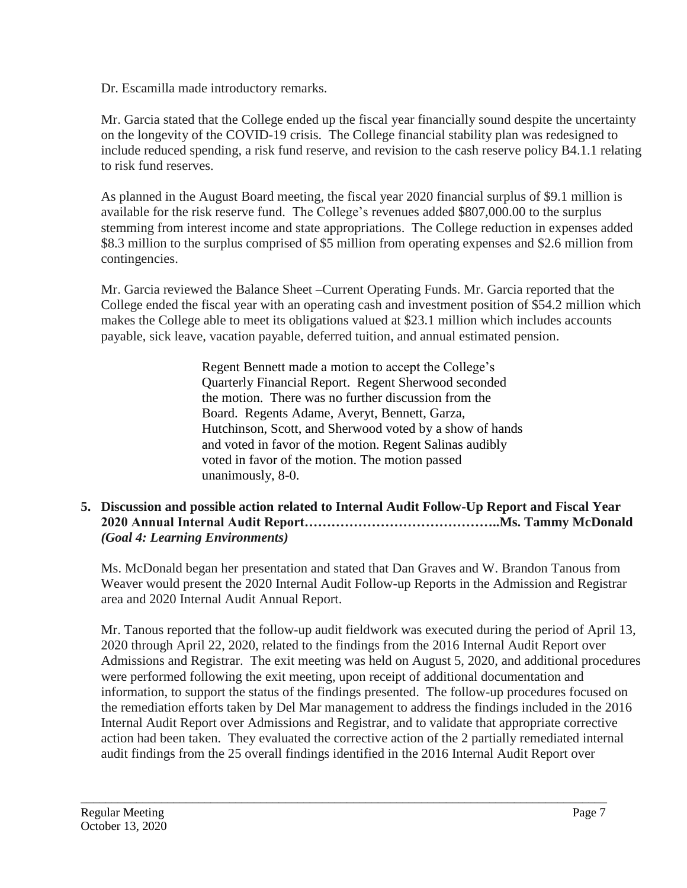Dr. Escamilla made introductory remarks.

Mr. Garcia stated that the College ended up the fiscal year financially sound despite the uncertainty on the longevity of the COVID-19 crisis. The College financial stability plan was redesigned to include reduced spending, a risk fund reserve, and revision to the cash reserve policy B4.1.1 relating to risk fund reserves.

As planned in the August Board meeting, the fiscal year 2020 financial surplus of $9.1 million is available for the risk reserve fund. The College's revenues added $807,000.00 to the surplus stemming from interest income and state appropriations. The College reduction in expenses added $8.3 million to the surplus comprised of $5 million from operating expenses and $2.6 million from contingencies.

Mr. Garcia reviewed the Balance Sheet –Current Operating Funds. Mr. Garcia reported that the College ended the fiscal year with an operating cash and investment position of $54.2 million which makes the College able to meet its obligations valued at $23.1 million which includes accounts payable, sick leave, vacation payable, deferred tuition, and annual estimated pension.

> Regent Bennett made a motion to accept the College's Quarterly Financial Report. Regent Sherwood seconded the motion. There was no further discussion from the Board. Regents Adame, Averyt, Bennett, Garza, Hutchinson, Scott, and Sherwood voted by a show of hands and voted in favor of the motion. Regent Salinas audibly voted in favor of the motion. The motion passed unanimously, 8-0.

**5. Discussion and possible action related to Internal Audit Follow-Up Report and Fiscal Year 2020 Annual Internal Audit Report……………………………………..Ms. Tammy McDonald**
***(Goal 4: Learning Environments)***

Ms. McDonald began her presentation and stated that Dan Graves and W. Brandon Tanous from Weaver would present the 2020 Internal Audit Follow-up Reports in the Admission and Registrar area and 2020 Internal Audit Annual Report.

Mr. Tanous reported that the follow-up audit fieldwork was executed during the period of April 13, 2020 through April 22, 2020, related to the findings from the 2016 Internal Audit Report over Admissions and Registrar. The exit meeting was held on August 5, 2020, and additional procedures were performed following the exit meeting, upon receipt of additional documentation and information, to support the status of the findings presented. The follow-up procedures focused on the remediation efforts taken by Del Mar management to address the findings included in the 2016 Internal Audit Report over Admissions and Registrar, and to validate that appropriate corrective action had been taken. They evaluated the corrective action of the 2 partially remediated internal audit findings from the 25 overall findings identified in the 2016 Internal Audit Report over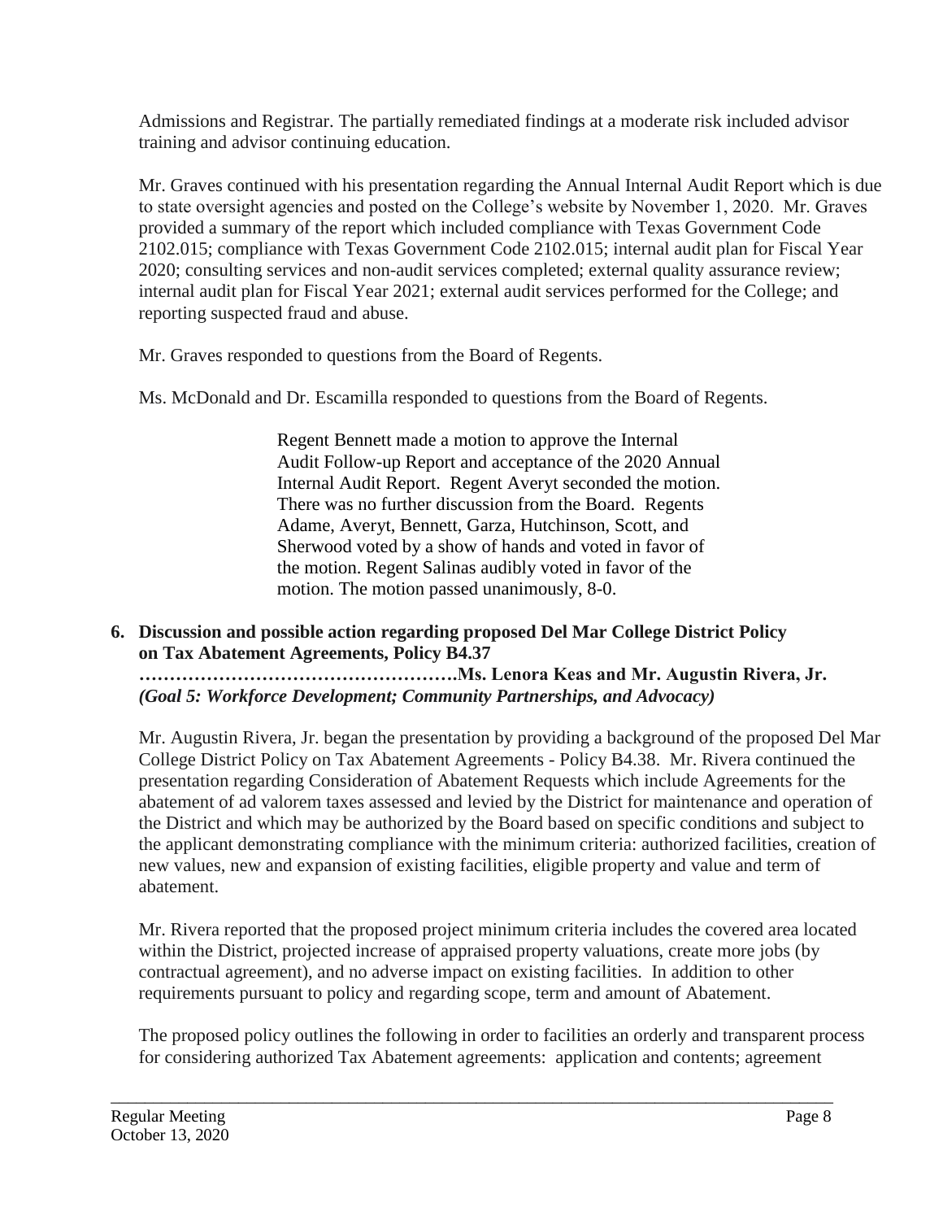Admissions and Registrar. The partially remediated findings at a moderate risk included advisor training and advisor continuing education.

Mr. Graves continued with his presentation regarding the Annual Internal Audit Report which is due to state oversight agencies and posted on the College's website by November 1, 2020. Mr. Graves provided a summary of the report which included compliance with Texas Government Code 2102.015; compliance with Texas Government Code 2102.015; internal audit plan for Fiscal Year 2020; consulting services and non-audit services completed; external quality assurance review; internal audit plan for Fiscal Year 2021; external audit services performed for the College; and reporting suspected fraud and abuse.

Mr. Graves responded to questions from the Board of Regents.

Ms. McDonald and Dr. Escamilla responded to questions from the Board of Regents.

> Regent Bennett made a motion to approve the Internal Audit Follow-up Report and acceptance of the 2020 Annual Internal Audit Report. Regent Averyt seconded the motion. There was no further discussion from the Board. Regents Adame, Averyt, Bennett, Garza, Hutchinson, Scott, and Sherwood voted by a show of hands and voted in favor of the motion. Regent Salinas audibly voted in favor of the motion. The motion passed unanimously, 8-0.

**6. Discussion and possible action regarding proposed Del Mar College District Policy on Tax Abatement Agreements, Policy B4.37**
**…………………………………………….Ms. Lenora Keas and Mr. Augustin Rivera, Jr.**
***(Goal 5: Workforce Development; Community Partnerships, and Advocacy)***

Mr. Augustin Rivera, Jr. began the presentation by providing a background of the proposed Del Mar College District Policy on Tax Abatement Agreements - Policy B4.38. Mr. Rivera continued the presentation regarding Consideration of Abatement Requests which include Agreements for the abatement of ad valorem taxes assessed and levied by the District for maintenance and operation of the District and which may be authorized by the Board based on specific conditions and subject to the applicant demonstrating compliance with the minimum criteria: authorized facilities, creation of new values, new and expansion of existing facilities, eligible property and value and term of abatement.

Mr. Rivera reported that the proposed project minimum criteria includes the covered area located within the District, projected increase of appraised property valuations, create more jobs (by contractual agreement), and no adverse impact on existing facilities. In addition to other requirements pursuant to policy and regarding scope, term and amount of Abatement.

The proposed policy outlines the following in order to facilities an orderly and transparent process for considering authorized Tax Abatement agreements: application and contents; agreement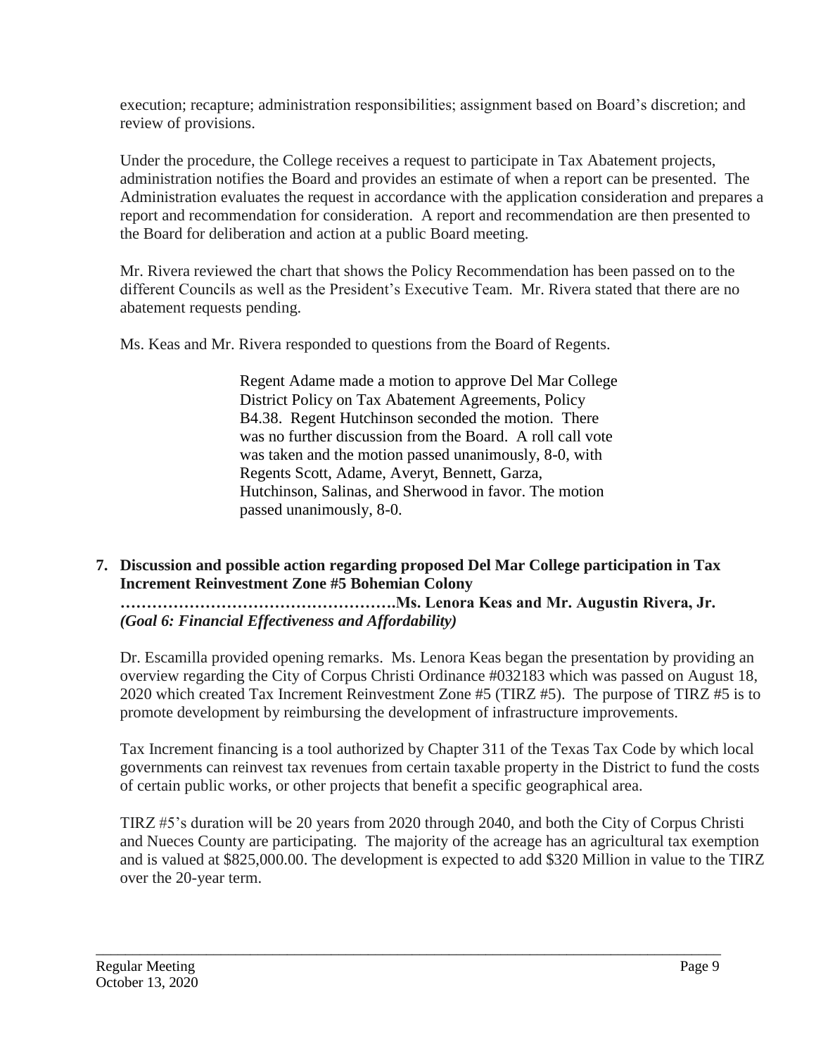execution; recapture; administration responsibilities; assignment based on Board's discretion; and review of provisions.

Under the procedure, the College receives a request to participate in Tax Abatement projects, administration notifies the Board and provides an estimate of when a report can be presented. The Administration evaluates the request in accordance with the application consideration and prepares a report and recommendation for consideration. A report and recommendation are then presented to the Board for deliberation and action at a public Board meeting.

Mr. Rivera reviewed the chart that shows the Policy Recommendation has been passed on to the different Councils as well as the President's Executive Team. Mr. Rivera stated that there are no abatement requests pending.

Ms. Keas and Mr. Rivera responded to questions from the Board of Regents.

> Regent Adame made a motion to approve Del Mar College District Policy on Tax Abatement Agreements, Policy B4.38. Regent Hutchinson seconded the motion. There was no further discussion from the Board. A roll call vote was taken and the motion passed unanimously, 8-0, with Regents Scott, Adame, Averyt, Bennett, Garza, Hutchinson, Salinas, and Sherwood in favor. The motion passed unanimously, 8-0.

**7. Discussion and possible action regarding proposed Del Mar College participation in Tax Increment Reinvestment Zone #5 Bohemian Colony ……………………………………………Ms. Lenora Keas and Mr. Augustin Rivera, Jr.**
***(Goal 6: Financial Effectiveness and Affordability)***

Dr. Escamilla provided opening remarks. Ms. Lenora Keas began the presentation by providing an overview regarding the City of Corpus Christi Ordinance #032183 which was passed on August 18, 2020 which created Tax Increment Reinvestment Zone #5 (TIRZ #5). The purpose of TIRZ #5 is to promote development by reimbursing the development of infrastructure improvements.

Tax Increment financing is a tool authorized by Chapter 311 of the Texas Tax Code by which local governments can reinvest tax revenues from certain taxable property in the District to fund the costs of certain public works, or other projects that benefit a specific geographical area.

TIRZ #5's duration will be 20 years from 2020 through 2040, and both the City of Corpus Christi and Nueces County are participating. The majority of the acreage has an agricultural tax exemption and is valued at $825,000.00. The development is expected to add $320 Million in value to the TIRZ over the 20-year term.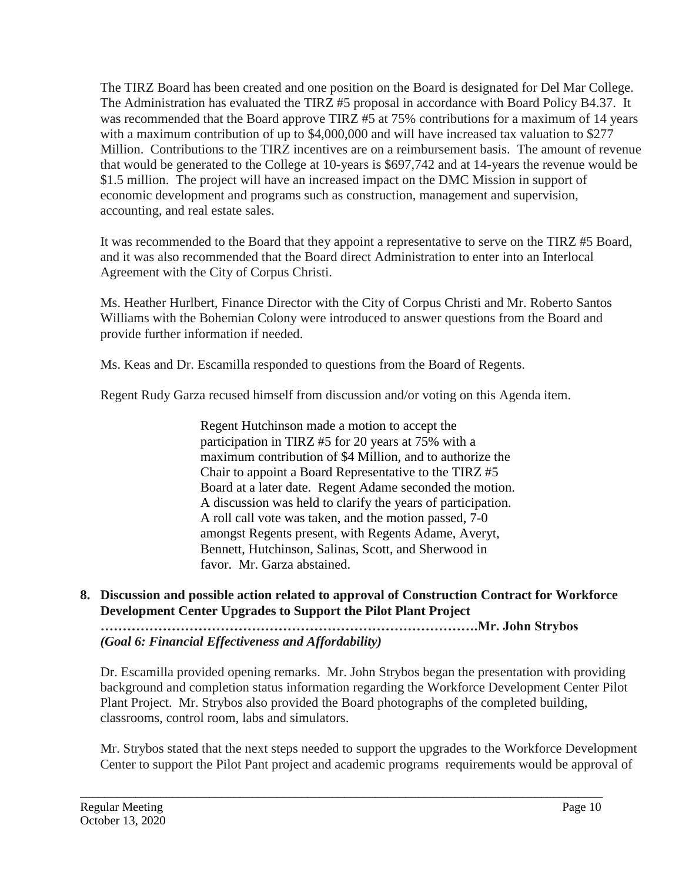The TIRZ Board has been created and one position on the Board is designated for Del Mar College. The Administration has evaluated the TIRZ #5 proposal in accordance with Board Policy B4.37. It was recommended that the Board approve TIRZ #5 at 75% contributions for a maximum of 14 years with a maximum contribution of up to $4,000,000 and will have increased tax valuation to $277 Million. Contributions to the TIRZ incentives are on a reimbursement basis. The amount of revenue that would be generated to the College at 10-years is $697,742 and at 14-years the revenue would be $1.5 million. The project will have an increased impact on the DMC Mission in support of economic development and programs such as construction, management and supervision, accounting, and real estate sales.

It was recommended to the Board that they appoint a representative to serve on the TIRZ #5 Board, and it was also recommended that the Board direct Administration to enter into an Interlocal Agreement with the City of Corpus Christi.

Ms. Heather Hurlbert, Finance Director with the City of Corpus Christi and Mr. Roberto Santos Williams with the Bohemian Colony were introduced to answer questions from the Board and provide further information if needed.

Ms. Keas and Dr. Escamilla responded to questions from the Board of Regents.

Regent Rudy Garza recused himself from discussion and/or voting on this Agenda item.

> Regent Hutchinson made a motion to accept the participation in TIRZ #5 for 20 years at 75% with a maximum contribution of $4 Million, and to authorize the Chair to appoint a Board Representative to the TIRZ #5 Board at a later date. Regent Adame seconded the motion. A discussion was held to clarify the years of participation. A roll call vote was taken, and the motion passed, 7-0 amongst Regents present, with Regents Adame, Averyt, Bennett, Hutchinson, Salinas, Scott, and Sherwood in favor. Mr. Garza abstained.

**8. Discussion and possible action related to approval of Construction Contract for Workforce Development Center Upgrades to Support the Pilot Plant Project ……………………………………………………………………….Mr. John Strybos**
***(Goal 6: Financial Effectiveness and Affordability)***

Dr. Escamilla provided opening remarks. Mr. John Strybos began the presentation with providing background and completion status information regarding the Workforce Development Center Pilot Plant Project. Mr. Strybos also provided the Board photographs of the completed building, classrooms, control room, labs and simulators.

Mr. Strybos stated that the next steps needed to support the upgrades to the Workforce Development Center to support the Pilot Pant project and academic programs requirements would be approval of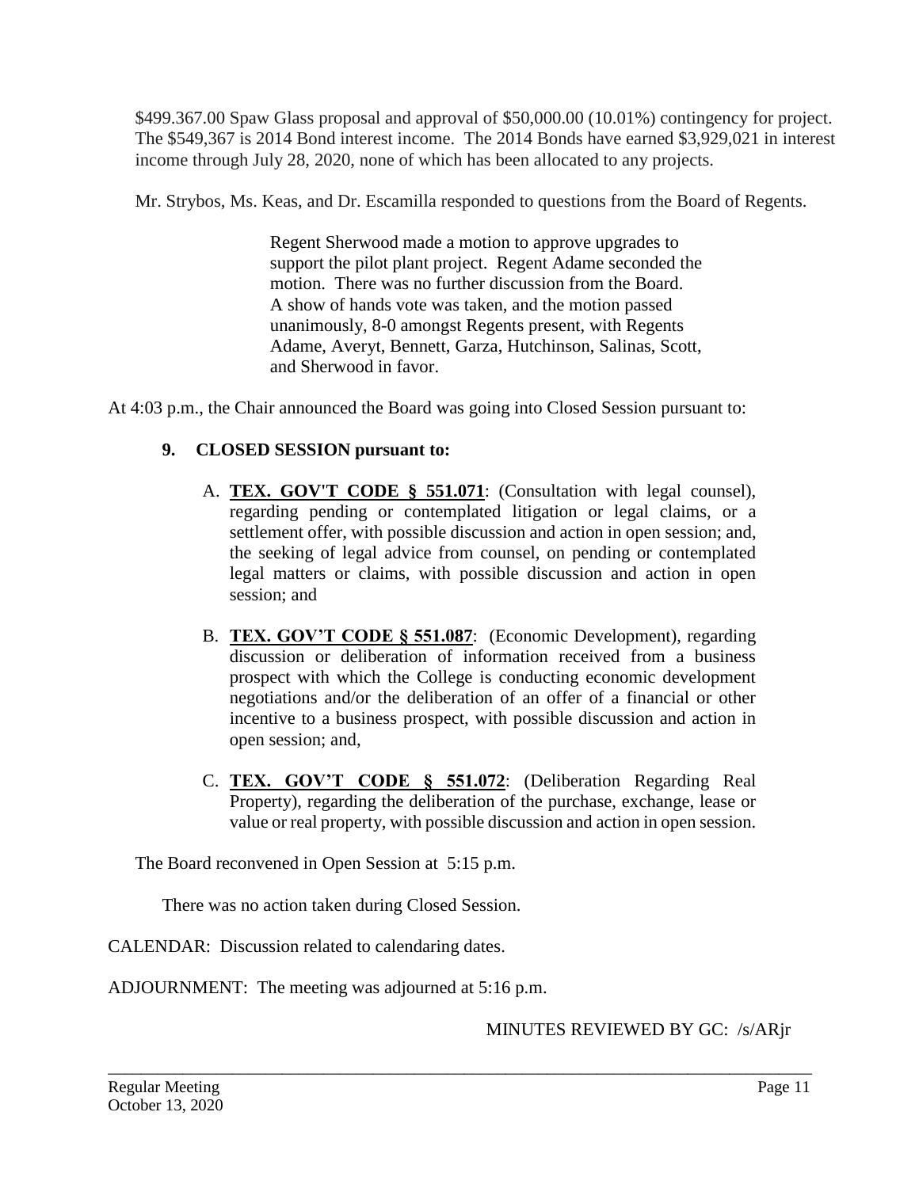$499.367.00 Spaw Glass proposal and approval of $50,000.00 (10.01%) contingency for project. The $549,367 is 2014 Bond interest income. The 2014 Bonds have earned $3,929,021 in interest income through July 28, 2020, none of which has been allocated to any projects.

Mr. Strybos, Ms. Keas, and Dr. Escamilla responded to questions from the Board of Regents.

> Regent Sherwood made a motion to approve upgrades to support the pilot plant project. Regent Adame seconded the motion. There was no further discussion from the Board. A show of hands vote was taken, and the motion passed unanimously, 8-0 amongst Regents present, with Regents Adame, Averyt, Bennett, Garza, Hutchinson, Salinas, Scott, and Sherwood in favor.

At 4:03 p.m., the Chair announced the Board was going into Closed Session pursuant to:

**9. CLOSED SESSION pursuant to:**

A. **TEX. GOV'T CODE § 551.071**: (Consultation with legal counsel), regarding pending or contemplated litigation or legal claims, or a settlement offer, with possible discussion and action in open session; and, the seeking of legal advice from counsel, on pending or contemplated legal matters or claims, with possible discussion and action in open session; and

B. **TEX. GOV'T CODE § 551.087**: (Economic Development), regarding discussion or deliberation of information received from a business prospect with which the College is conducting economic development negotiations and/or the deliberation of an offer of a financial or other incentive to a business prospect, with possible discussion and action in open session; and,

C. **TEX. GOV'T CODE § 551.072**: (Deliberation Regarding Real Property), regarding the deliberation of the purchase, exchange, lease or value or real property, with possible discussion and action in open session.

The Board reconvened in Open Session at 5:15 p.m.

There was no action taken during Closed Session.

CALENDAR: Discussion related to calendaring dates.

ADJOURNMENT: The meeting was adjourned at 5:16 p.m.

MINUTES REVIEWED BY GC: /s/ARjr